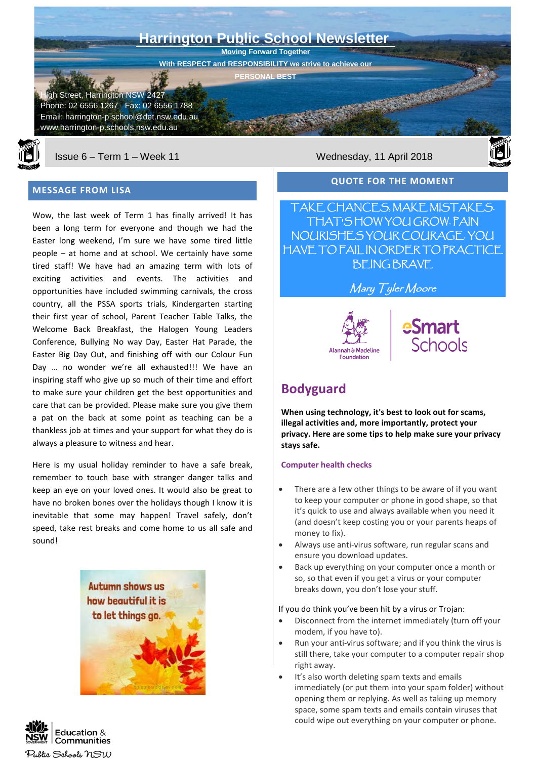# Harrington Public School Newsletter

**Moving Forward Together**

**With RESPECT and RESPONSIBILITY we strive to achieve our PERSONAL BEST**

High Street, Harrington NSW 2427
Phone: 02 6556 1267 Fax: 02 6556 1788
Email: harrington-p.school@det.nsw.edu.au
www.harrington-p.schools.nsw.edu.au

Issue 6 – Term 1 – Week 11

Wednesday, 11 April 2018

## MESSAGE FROM LISA

Wow, the last week of Term 1 has finally arrived! It has been a long term for everyone and though we had the Easter long weekend, I'm sure we have some tired little people – at home and at school. We certainly have some tired staff! We have had an amazing term with lots of exciting activities and events. The activities and opportunities have included swimming carnivals, the cross country, all the PSSA sports trials, Kindergarten starting their first year of school, Parent Teacher Table Talks, the Welcome Back Breakfast, the Halogen Young Leaders Conference, Bullying No way Day, Easter Hat Parade, the Easter Big Day Out, and finishing off with our Colour Fun Day … no wonder we're all exhausted!!! We have an inspiring staff who give up so much of their time and effort to make sure your children get the best opportunities and care that can be provided. Please make sure you give them a pat on the back at some point as teaching can be a thankless job at times and your support for what they do is always a pleasure to witness and hear.

Here is my usual holiday reminder to have a safe break, remember to touch base with stranger danger talks and keep an eye on your loved ones. It would also be great to have no broken bones over the holidays though I know it is inevitable that some may happen! Travel safely, don't speed, take rest breaks and come home to us all safe and sound!

Autumn shows us how beautiful it is to let things go.

## QUOTE FOR THE MOMENT

TAKE CHANCES, MAKE MISTAKES. THAT'S HOW YOU GROW. PAIN NOURISHES YOUR COURAGE. YOU HAVE TO FAIL IN ORDER TO PRACTICE BEING BRAVE

*Mary Tyler Moore*

Alannah & Madeline Foundation | eSmart Schools

## Bodyguard

**When using technology, it's best to look out for scams, illegal activities and, more importantly, protect your privacy. Here are some tips to help make sure your privacy stays safe.**

### Computer health checks

- There are a few other things to be aware of if you want to keep your computer or phone in good shape, so that it's quick to use and always available when you need it (and doesn't keep costing you or your parents heaps of money to fix).
- Always use anti-virus software, run regular scans and ensure you download updates.
- Back up everything on your computer once a month or so, so that even if you get a virus or your computer breaks down, you don't lose your stuff.

If you do think you've been hit by a virus or Trojan:

- Disconnect from the internet immediately (turn off your modem, if you have to).
- Run your anti-virus software; and if you think the virus is still there, take your computer to a computer repair shop right away.
- It's also worth deleting spam texts and emails immediately (or put them into your spam folder) without opening them or replying. As well as taking up memory space, some spam texts and emails contain viruses that could wipe out everything on your computer or phone.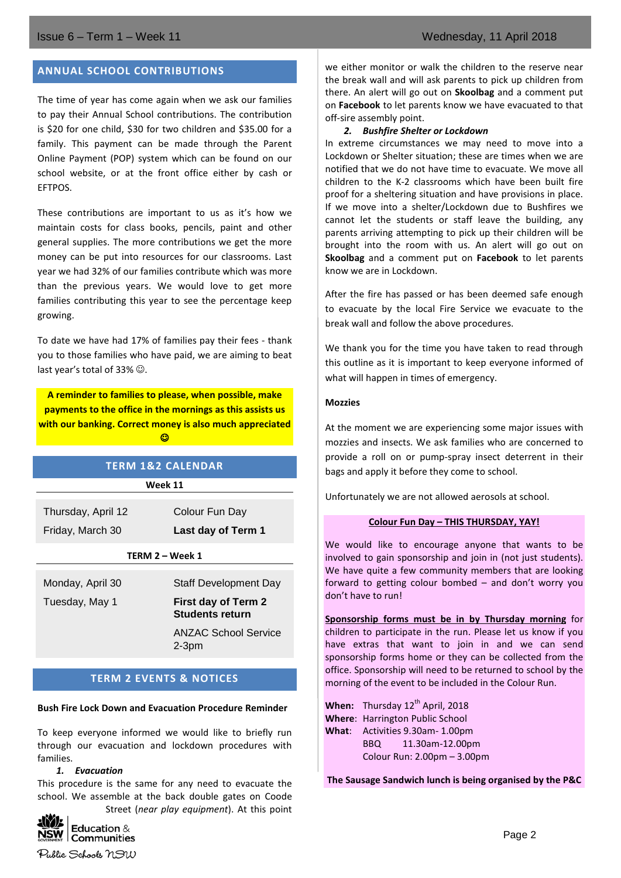## ANNUAL SCHOOL CONTRIBUTIONS

The time of year has come again when we ask our families to pay their Annual School contributions. The contribution is $20 for one child, $30 for two children and $35.00 for a family. This payment can be made through the Parent Online Payment (POP) system which can be found on our school website, or at the front office either by cash or EFTPOS.

These contributions are important to us as it's how we maintain costs for class books, pencils, paint and other general supplies. The more contributions we get the more money can be put into resources for our classrooms. Last year we had 32% of our families contribute which was more than the previous years. We would love to get more families contributing this year to see the percentage keep growing.

To date we have had 17% of families pay their fees - thank you to those families who have paid, we are aiming to beat last year's total of 33% ☺.

**A reminder to families to please, when possible, make payments to the office in the mornings as this assists us with our banking. Correct money is also much appreciated ☺**

## TERM 1&2 CALENDAR

**Week 11**

| | |
|---|---|
| Thursday, April 12 | Colour Fun Day |
| Friday, March 30 | **Last day of Term 1** |

**TERM 2 – Week 1**

| | |
|---|---|
| Monday, April 30 | Staff Development Day |
| Tuesday, May 1 | **First day of Term 2 Students return** |
| | ANZAC School Service 2-3pm |

## TERM 2 EVENTS & NOTICES

**Bush Fire Lock Down and Evacuation Procedure Reminder**

To keep everyone informed we would like to briefly run through our evacuation and lockdown procedures with families.

1. ***Evacuation***

This procedure is the same for any need to evacuate the school. We assemble at the back double gates on Coode Street (*near play equipment*). At this point we either monitor or walk the children to the reserve near the break wall and will ask parents to pick up children from there. An alert will go out on **Skoolbag** and a comment put on **Facebook** to let parents know we have evacuated to that off-sire assembly point.

2. ***Bushfire Shelter or Lockdown***

In extreme circumstances we may need to move into a Lockdown or Shelter situation; these are times when we are notified that we do not have time to evacuate. We move all children to the K-2 classrooms which have been built fire proof for a sheltering situation and have provisions in place. If we move into a shelter/Lockdown due to Bushfires we cannot let the students or staff leave the building, any parents arriving attempting to pick up their children will be brought into the room with us. An alert will go out on **Skoolbag** and a comment put on **Facebook** to let parents know we are in Lockdown.

After the fire has passed or has been deemed safe enough to evacuate by the local Fire Service we evacuate to the break wall and follow the above procedures.

We thank you for the time you have taken to read through this outline as it is important to keep everyone informed of what will happen in times of emergency.

**Mozzies**

At the moment we are experiencing some major issues with mozzies and insects. We ask families who are concerned to provide a roll on or pump-spray insect deterrent in their bags and apply it before they come to school.

Unfortunately we are not allowed aerosols at school.

**Colour Fun Day – THIS THURSDAY, YAY!**

We would like to encourage anyone that wants to be involved to gain sponsorship and join in (not just students). We have quite a few community members that are looking forward to getting colour bombed – and don't worry you don't have to run!

**Sponsorship forms must be in by Thursday morning** for children to participate in the run. Please let us know if you have extras that want to join in and we can send sponsorship forms home or they can be collected from the office. Sponsorship will need to be returned to school by the morning of the event to be included in the Colour Run.

**When:** Thursday 12th April, 2018
**Where:** Harrington Public School
**What:** Activities 9.30am- 1.00pm
BBQ 11.30am-12.00pm
Colour Run: 2.00pm – 3.00pm

**The Sausage Sandwich lunch is being organised by the P&C**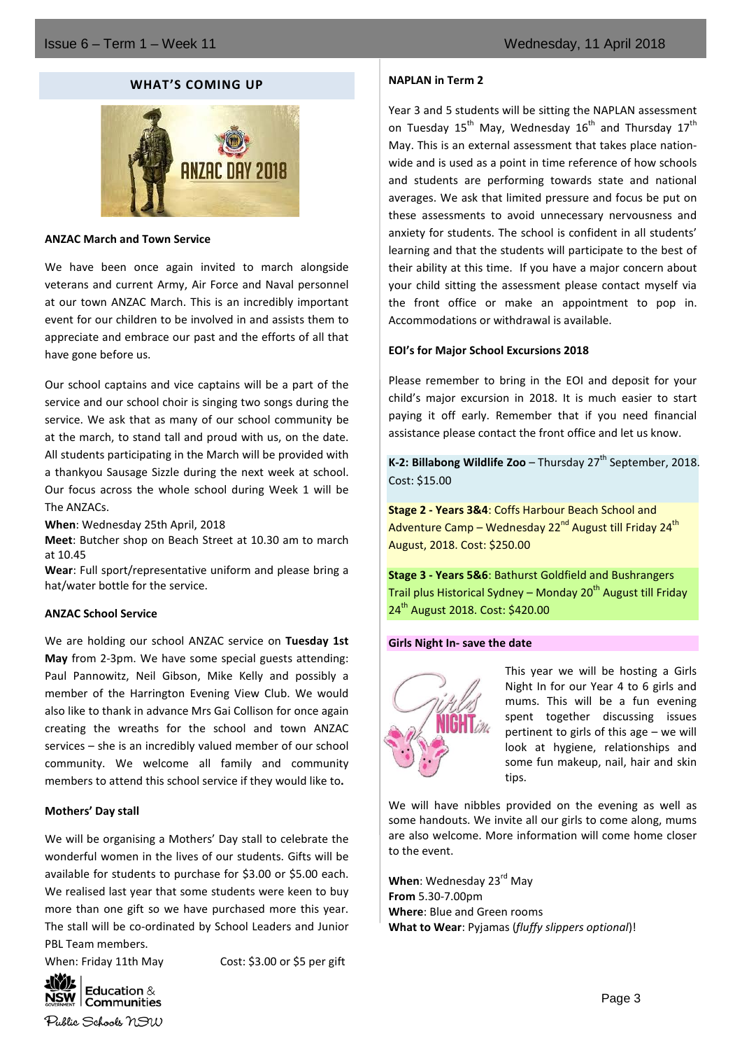## WHAT'S COMING UP

**ANZAC March and Town Service**

We have been once again invited to march alongside veterans and current Army, Air Force and Naval personnel at our town ANZAC March. This is an incredibly important event for our children to be involved in and assists them to appreciate and embrace our past and the efforts of all that have gone before us.

Our school captains and vice captains will be a part of the service and our school choir is singing two songs during the service. We ask that as many of our school community be at the march, to stand tall and proud with us, on the date. All students participating in the March will be provided with a thankyou Sausage Sizzle during the next week at school. Our focus across the whole school during Week 1 will be The ANZACs.

**When**: Wednesday 25th April, 2018
**Meet**: Butcher shop on Beach Street at 10.30 am to march at 10.45
**Wear**: Full sport/representative uniform and please bring a hat/water bottle for the service.

**ANZAC School Service**

We are holding our school ANZAC service on **Tuesday 1st May** from 2-3pm. We have some special guests attending: Paul Pannowitz, Neil Gibson, Mike Kelly and possibly a member of the Harrington Evening View Club. We would also like to thank in advance Mrs Gai Collison for once again creating the wreaths for the school and town ANZAC services – she is an incredibly valued member of our school community. We welcome all family and community members to attend this school service if they would like to**.**

**Mothers' Day stall**

We will be organising a Mothers' Day stall to celebrate the wonderful women in the lives of our students. Gifts will be available for students to purchase for $3.00 or $5.00 each. We realised last year that some students were keen to buy more than one gift so we have purchased more this year. The stall will be co-ordinated by School Leaders and Junior PBL Team members.

When: Friday 11th May Cost: $3.00 or $5 per gift

**NAPLAN in Term 2**

Year 3 and 5 students will be sitting the NAPLAN assessment on Tuesday 15th May, Wednesday 16th and Thursday 17th May. This is an external assessment that takes place nation-wide and is used as a point in time reference of how schools and students are performing towards state and national averages. We ask that limited pressure and focus be put on these assessments to avoid unnecessary nervousness and anxiety for students. The school is confident in all students' learning and that the students will participate to the best of their ability at this time. If you have a major concern about your child sitting the assessment please contact myself via the front office or make an appointment to pop in. Accommodations or withdrawal is available.

**EOI's for Major School Excursions 2018**

Please remember to bring in the EOI and deposit for your child's major excursion in 2018. It is much easier to start paying it off early. Remember that if you need financial assistance please contact the front office and let us know.

**K-2: Billabong Wildlife Zoo** – Thursday 27th September, 2018. Cost: $15.00

**Stage 2 - Years 3&4**: Coffs Harbour Beach School and Adventure Camp – Wednesday 22nd August till Friday 24th August, 2018. Cost: $250.00

**Stage 3 - Years 5&6**: Bathurst Goldfield and Bushrangers Trail plus Historical Sydney – Monday 20th August till Friday 24th August 2018. Cost: $420.00

**Girls Night In- save the date**

This year we will be hosting a Girls Night In for our Year 4 to 6 girls and mums. This will be a fun evening spent together discussing issues pertinent to girls of this age – we will look at hygiene, relationships and some fun makeup, nail, hair and skin tips.

We will have nibbles provided on the evening as well as some handouts. We invite all our girls to come along, mums are also welcome. More information will come home closer to the event.

**When**: Wednesday 23rd May
**From** 5.30-7.00pm
**Where**: Blue and Green rooms
**What to Wear**: Pyjamas (*fluffy slippers optional*)!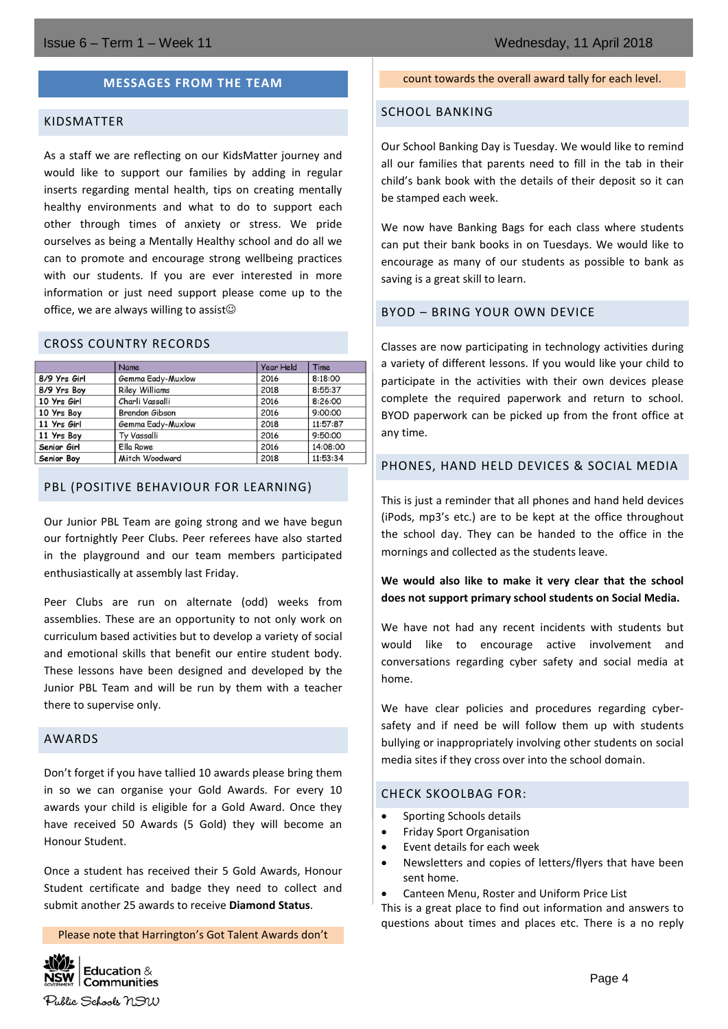## MESSAGES FROM THE TEAM

### KIDSMATTER

As a staff we are reflecting on our KidsMatter journey and would like to support our families by adding in regular inserts regarding mental health, tips on creating mentally healthy environments and what to do to support each other through times of anxiety or stress. We pride ourselves as being a Mentally Healthy school and do all we can to promote and encourage strong wellbeing practices with our students. If you are ever interested in more information or just need support please come up to the office, we are always willing to assist☺

### CROSS COUNTRY RECORDS

| | Name | Year Held | Time |
|---|---|---|---|
| 8/9 Yrs Girl | Gemma Eady-Muxlow | 2016 | 8:18:00 |
| 8/9 Yrs Boy | Riley Williams | 2018 | 8:55:37 |
| 10 Yrs Girl | Charli Vassalli | 2016 | 8:26:00 |
| 10 Yrs Boy | Brendon Gibson | 2016 | 9:00:00 |
| 11 Yrs Girl | Gemma Eady-Muxlow | 2018 | 11:57:87 |
| 11 Yrs Boy | Ty Vassalli | 2016 | 9:50:00 |
| Senior Girl | Ella Rowe | 2016 | 14:08:00 |
| Senior Boy | Mitch Woodward | 2018 | 11:53:34 |

### PBL (POSITIVE BEHAVIOUR FOR LEARNING)

Our Junior PBL Team are going strong and we have begun our fortnightly Peer Clubs. Peer referees have also started in the playground and our team members participated enthusiastically at assembly last Friday.

Peer Clubs are run on alternate (odd) weeks from assemblies. These are an opportunity to not only work on curriculum based activities but to develop a variety of social and emotional skills that benefit our entire student body. These lessons have been designed and developed by the Junior PBL Team and will be run by them with a teacher there to supervise only.

### AWARDS

Don't forget if you have tallied 10 awards please bring them in so we can organise your Gold Awards. For every 10 awards your child is eligible for a Gold Award. Once they have received 50 Awards (5 Gold) they will become an Honour Student.

Once a student has received their 5 Gold Awards, Honour Student certificate and badge they need to collect and submit another 25 awards to receive **Diamond Status**.

Please note that Harrington's Got Talent Awards don't count towards the overall award tally for each level.

### SCHOOL BANKING

Our School Banking Day is Tuesday. We would like to remind all our families that parents need to fill in the tab in their child's bank book with the details of their deposit so it can be stamped each week.

We now have Banking Bags for each class where students can put their bank books in on Tuesdays. We would like to encourage as many of our students as possible to bank as saving is a great skill to learn.

### BYOD – BRING YOUR OWN DEVICE

Classes are now participating in technology activities during a variety of different lessons. If you would like your child to participate in the activities with their own devices please complete the required paperwork and return to school. BYOD paperwork can be picked up from the front office at any time.

### PHONES, HAND HELD DEVICES & SOCIAL MEDIA

This is just a reminder that all phones and hand held devices (iPods, mp3's etc.) are to be kept at the office throughout the school day. They can be handed to the office in the mornings and collected as the students leave.

**We would also like to make it very clear that the school does not support primary school students on Social Media.**

We have not had any recent incidents with students but would like to encourage active involvement and conversations regarding cyber safety and social media at home.

We have clear policies and procedures regarding cyber-safety and if need be will follow them up with students bullying or inappropriately involving other students on social media sites if they cross over into the school domain.

### CHECK SKOOLBAG FOR:

- Sporting Schools details
- Friday Sport Organisation
- Event details for each week
- Newsletters and copies of letters/flyers that have been sent home.
- Canteen Menu, Roster and Uniform Price List

This is a great place to find out information and answers to questions about times and places etc. There is a no reply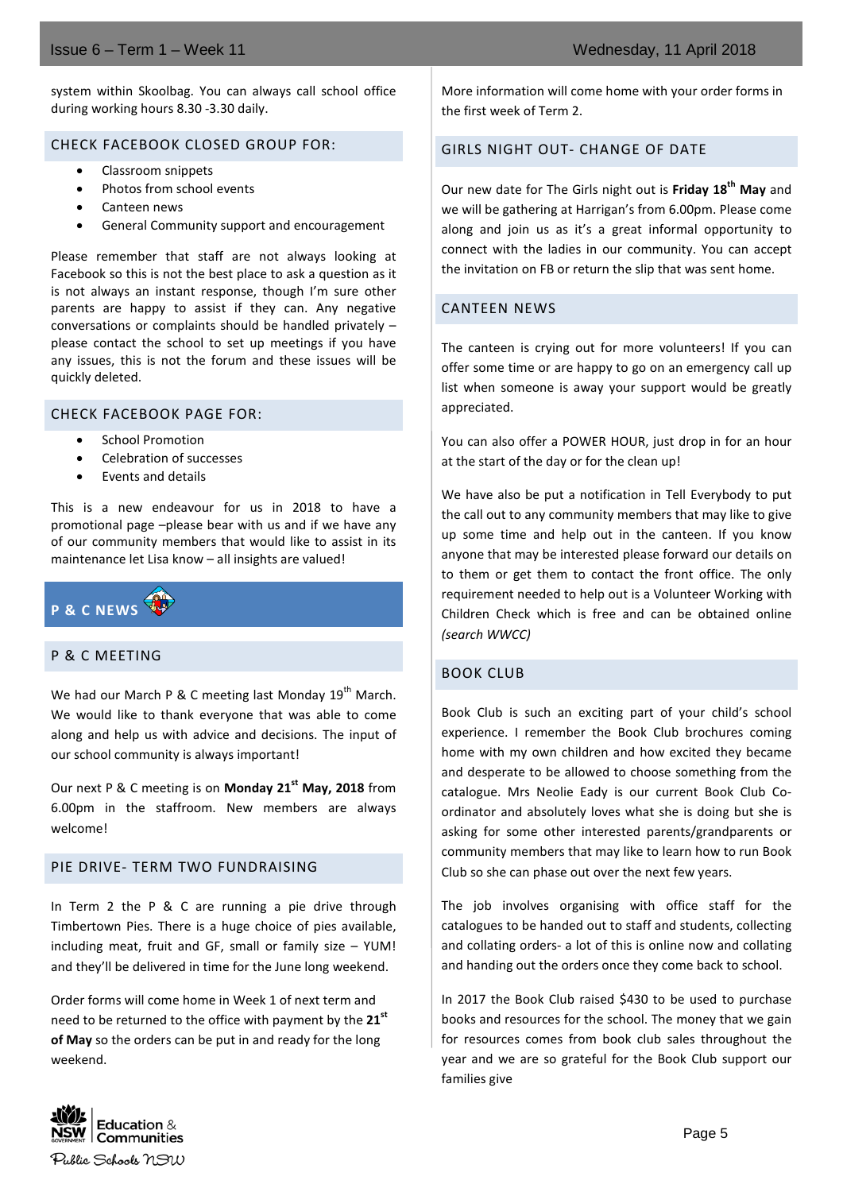system within Skoolbag. You can always call school office during working hours 8.30 -3.30 daily.

## CHECK FACEBOOK CLOSED GROUP FOR:

- Classroom snippets
- Photos from school events
- Canteen news
- General Community support and encouragement

Please remember that staff are not always looking at Facebook so this is not the best place to ask a question as it is not always an instant response, though I'm sure other parents are happy to assist if they can. Any negative conversations or complaints should be handled privately – please contact the school to set up meetings if you have any issues, this is not the forum and these issues will be quickly deleted.

## CHECK FACEBOOK PAGE FOR:

- School Promotion
- Celebration of successes
- Events and details

This is a new endeavour for us in 2018 to have a promotional page –please bear with us and if we have any of our community members that would like to assist in its maintenance let Lisa know – all insights are valued!

# P & C NEWS

## P & C MEETING

We had our March P & C meeting last Monday 19th March. We would like to thank everyone that was able to come along and help us with advice and decisions. The input of our school community is always important!

Our next P & C meeting is on **Monday 21st May, 2018** from 6.00pm in the staffroom. New members are always welcome!

## PIE DRIVE- TERM TWO FUNDRAISING

In Term 2 the P & C are running a pie drive through Timbertown Pies. There is a huge choice of pies available, including meat, fruit and GF, small or family size – YUM! and they'll be delivered in time for the June long weekend.

Order forms will come home in Week 1 of next term and need to be returned to the office with payment by the **21st of May** so the orders can be put in and ready for the long weekend.

More information will come home with your order forms in the first week of Term 2.

## GIRLS NIGHT OUT- CHANGE OF DATE

Our new date for The Girls night out is **Friday 18th May** and we will be gathering at Harrigan's from 6.00pm. Please come along and join us as it's a great informal opportunity to connect with the ladies in our community. You can accept the invitation on FB or return the slip that was sent home.

## CANTEEN NEWS

The canteen is crying out for more volunteers! If you can offer some time or are happy to go on an emergency call up list when someone is away your support would be greatly appreciated.

You can also offer a POWER HOUR, just drop in for an hour at the start of the day or for the clean up!

We have also be put a notification in Tell Everybody to put the call out to any community members that may like to give up some time and help out in the canteen. If you know anyone that may be interested please forward our details on to them or get them to contact the front office. The only requirement needed to help out is a Volunteer Working with Children Check which is free and can be obtained online *(search WWCC)*

## BOOK CLUB

Book Club is such an exciting part of your child's school experience. I remember the Book Club brochures coming home with my own children and how excited they became and desperate to be allowed to choose something from the catalogue. Mrs Neolie Eady is our current Book Club Co-ordinator and absolutely loves what she is doing but she is asking for some other interested parents/grandparents or community members that may like to learn how to run Book Club so she can phase out over the next few years.

The job involves organising with office staff for the catalogues to be handed out to staff and students, collecting and collating orders- a lot of this is online now and collating and handing out the orders once they come back to school.

In 2017 the Book Club raised $430 to be used to purchase books and resources for the school. The money that we gain for resources comes from book club sales throughout the year and we are so grateful for the Book Club support our families give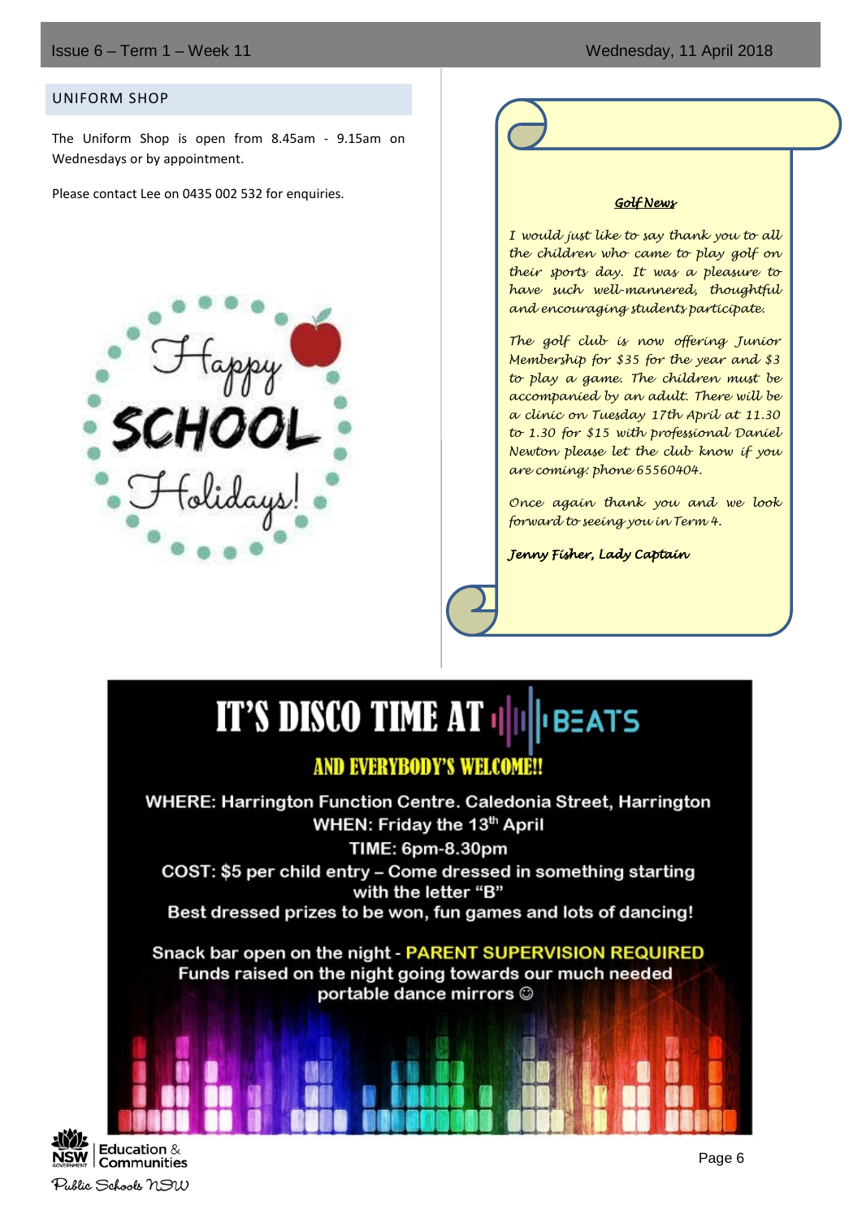## UNIFORM SHOP

The Uniform Shop is open from 8.45am - 9.15am on Wednesdays or by appointment.

Please contact Lee on 0435 002 532 for enquiries.

Happy SCHOOL Holidays!

### Golf News

*I would just like to say thank you to all the children who came to play golf on their sports day. It was a pleasure to have such well-mannered, thoughtful and encouraging students participate.*

*The golf club is now offering Junior Membership for $35 for the year and $3 to play a game. The children must be accompanied by an adult. There will be a clinic on Tuesday 17th April at 11.30 to 1.30 for $15 with professional Daniel Newton please let the club know if you are coming: phone 65560404.*

*Once again thank you and we look forward to seeing you in Term 4.*

*Jenny Fisher, Lady Captain*

# IT'S DISCO TIME AT BEATS

## AND EVERYBODY'S WELCOME!!

WHERE: Harrington Function Centre. Caledonia Street, Harrington

WHEN: Friday the 13th April

TIME: 6pm-8.30pm

COST: $5 per child entry – Come dressed in something starting with the letter "B"

Best dressed prizes to be won, fun games and lots of dancing!

Snack bar open on the night - PARENT SUPERVISION REQUIRED

Funds raised on the night going towards our much needed portable dance mirrors ☺